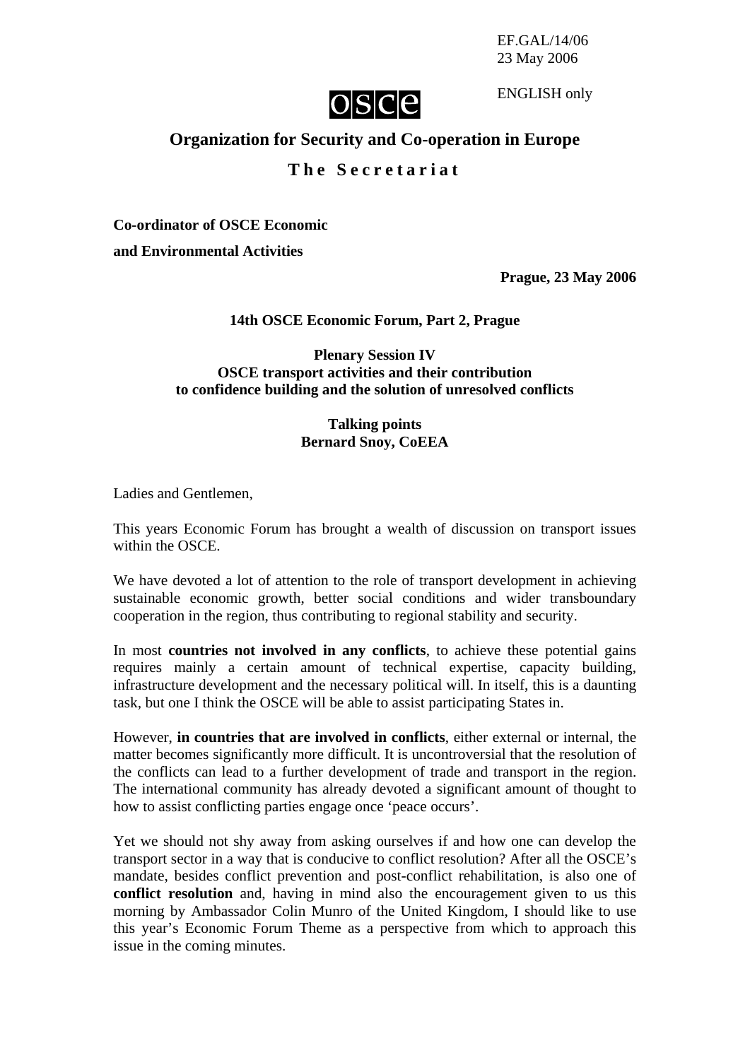EF.GAL/14/06
23 May 2006

ENGLISH only

osce

# Organization for Security and Co-operation in Europe

## The Secretariat

**Co-ordinator of OSCE Economic**

**and Environmental Activities**

**Prague, 23 May 2006**

**14th OSCE Economic Forum, Part 2, Prague**

**Plenary Session IV**
**OSCE transport activities and their contribution to confidence building and the solution of unresolved conflicts**

**Talking points**
**Bernard Snoy, CoEEA**

Ladies and Gentlemen,

This years Economic Forum has brought a wealth of discussion on transport issues within the OSCE.

We have devoted a lot of attention to the role of transport development in achieving sustainable economic growth, better social conditions and wider transboundary cooperation in the region, thus contributing to regional stability and security.

In most **countries not involved in any conflicts**, to achieve these potential gains requires mainly a certain amount of technical expertise, capacity building, infrastructure development and the necessary political will. In itself, this is a daunting task, but one I think the OSCE will be able to assist participating States in.

However, **in countries that are involved in conflicts**, either external or internal, the matter becomes significantly more difficult. It is uncontroversial that the resolution of the conflicts can lead to a further development of trade and transport in the region. The international community has already devoted a significant amount of thought to how to assist conflicting parties engage once 'peace occurs'.

Yet we should not shy away from asking ourselves if and how one can develop the transport sector in a way that is conducive to conflict resolution? After all the OSCE's mandate, besides conflict prevention and post-conflict rehabilitation, is also one of **conflict resolution** and, having in mind also the encouragement given to us this morning by Ambassador Colin Munro of the United Kingdom, I should like to use this year's Economic Forum Theme as a perspective from which to approach this issue in the coming minutes.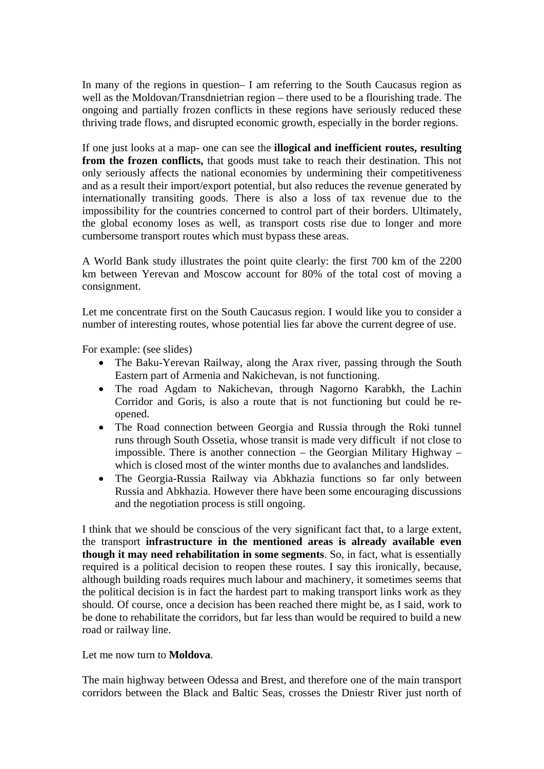In many of the regions in question– I am referring to the South Caucasus region as well as the Moldovan/Transdnietrian region – there used to be a flourishing trade. The ongoing and partially frozen conflicts in these regions have seriously reduced these thriving trade flows, and disrupted economic growth, especially in the border regions.

If one just looks at a map- one can see the **illogical and inefficient routes, resulting from the frozen conflicts,** that goods must take to reach their destination. This not only seriously affects the national economies by undermining their competitiveness and as a result their import/export potential, but also reduces the revenue generated by internationally transiting goods. There is also a loss of tax revenue due to the impossibility for the countries concerned to control part of their borders. Ultimately, the global economy loses as well, as transport costs rise due to longer and more cumbersome transport routes which must bypass these areas.

A World Bank study illustrates the point quite clearly: the first 700 km of the 2200 km between Yerevan and Moscow account for 80% of the total cost of moving a consignment.

Let me concentrate first on the South Caucasus region. I would like you to consider a number of interesting routes, whose potential lies far above the current degree of use.

For example: (see slides)

- The Baku-Yerevan Railway, along the Arax river, passing through the South Eastern part of Armenia and Nakichevan, is not functioning.
- The road Agdam to Nakichevan, through Nagorno Karabkh, the Lachin Corridor and Goris, is also a route that is not functioning but could be re-opened.
- The Road connection between Georgia and Russia through the Roki tunnel runs through South Ossetia, whose transit is made very difficult if not close to impossible. There is another connection – the Georgian Military Highway – which is closed most of the winter months due to avalanches and landslides.
- The Georgia-Russia Railway via Abkhazia functions so far only between Russia and Abkhazia. However there have been some encouraging discussions and the negotiation process is still ongoing.

I think that we should be conscious of the very significant fact that, to a large extent, the transport **infrastructure in the mentioned areas is already available even though it may need rehabilitation in some segments**. So, in fact, what is essentially required is a political decision to reopen these routes. I say this ironically, because, although building roads requires much labour and machinery, it sometimes seems that the political decision is in fact the hardest part to making transport links work as they should. Of course, once a decision has been reached there might be, as I said, work to be done to rehabilitate the corridors, but far less than would be required to build a new road or railway line.

Let me now turn to **Moldova**.

The main highway between Odessa and Brest, and therefore one of the main transport corridors between the Black and Baltic Seas, crosses the Dniestr River just north of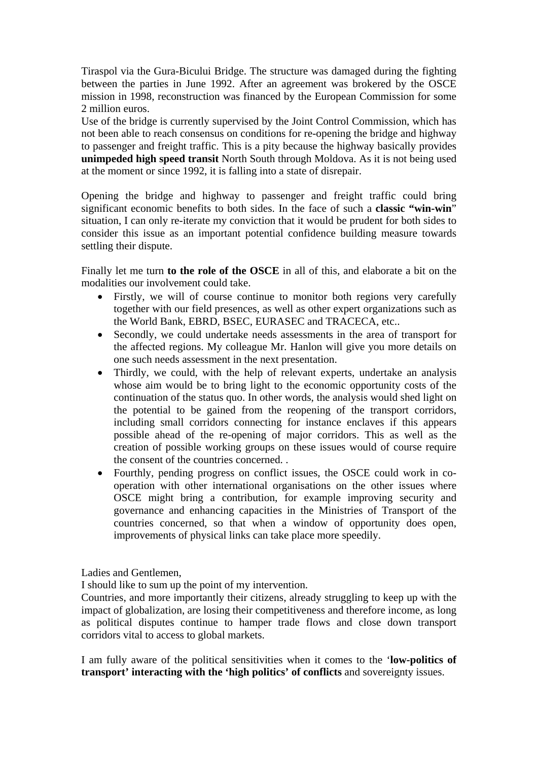Tiraspol via the Gura-Bicului Bridge. The structure was damaged during the fighting between the parties in June 1992. After an agreement was brokered by the OSCE mission in 1998, reconstruction was financed by the European Commission for some 2 million euros.
Use of the bridge is currently supervised by the Joint Control Commission, which has not been able to reach consensus on conditions for re-opening the bridge and highway to passenger and freight traffic. This is a pity because the highway basically provides **unimpeded high speed transit** North South through Moldova. As it is not being used at the moment or since 1992, it is falling into a state of disrepair.

Opening the bridge and highway to passenger and freight traffic could bring significant economic benefits to both sides. In the face of such a **classic "win-win**" situation, I can only re-iterate my conviction that it would be prudent for both sides to consider this issue as an important potential confidence building measure towards settling their dispute.

Finally let me turn **to the role of the OSCE** in all of this, and elaborate a bit on the modalities our involvement could take.

- Firstly, we will of course continue to monitor both regions very carefully together with our field presences, as well as other expert organizations such as the World Bank, EBRD, BSEC, EURASEC and TRACECA, etc..
- Secondly, we could undertake needs assessments in the area of transport for the affected regions. My colleague Mr. Hanlon will give you more details on one such needs assessment in the next presentation.
- Thirdly, we could, with the help of relevant experts, undertake an analysis whose aim would be to bring light to the economic opportunity costs of the continuation of the status quo. In other words, the analysis would shed light on the potential to be gained from the reopening of the transport corridors, including small corridors connecting for instance enclaves if this appears possible ahead of the re-opening of major corridors. This as well as the creation of possible working groups on these issues would of course require the consent of the countries concerned. .
- Fourthly, pending progress on conflict issues, the OSCE could work in co-operation with other international organisations on the other issues where OSCE might bring a contribution, for example improving security and governance and enhancing capacities in the Ministries of Transport of the countries concerned, so that when a window of opportunity does open, improvements of physical links can take place more speedily.

Ladies and Gentlemen,
I should like to sum up the point of my intervention.
Countries, and more importantly their citizens, already struggling to keep up with the impact of globalization, are losing their competitiveness and therefore income, as long as political disputes continue to hamper trade flows and close down transport corridors vital to access to global markets.

I am fully aware of the political sensitivities when it comes to the '**low-politics of transport' interacting with the 'high politics' of conflicts** and sovereignty issues.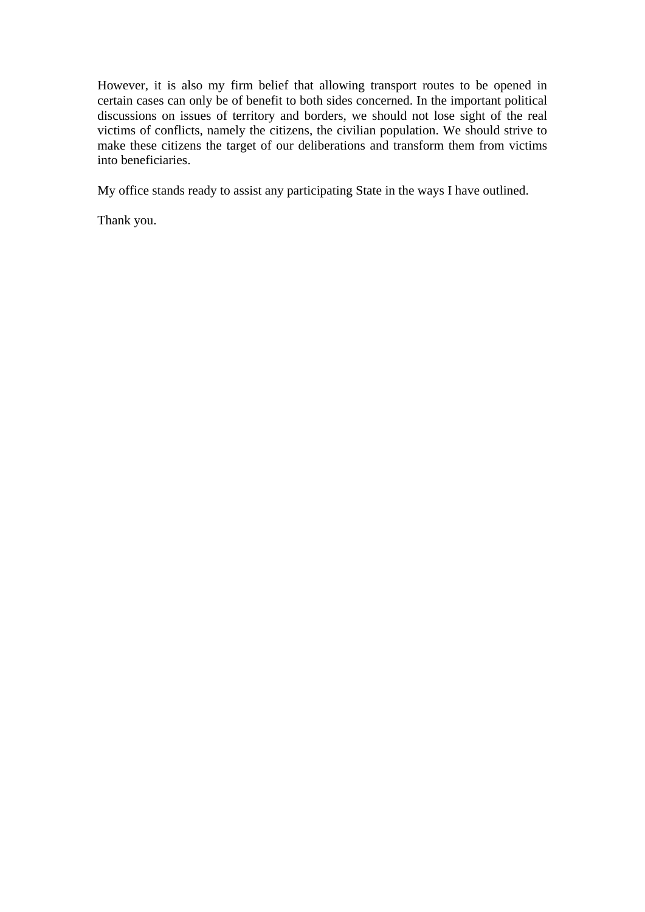However, it is also my firm belief that allowing transport routes to be opened in certain cases can only be of benefit to both sides concerned. In the important political discussions on issues of territory and borders, we should not lose sight of the real victims of conflicts, namely the citizens, the civilian population. We should strive to make these citizens the target of our deliberations and transform them from victims into beneficiaries.

My office stands ready to assist any participating State in the ways I have outlined.

Thank you.